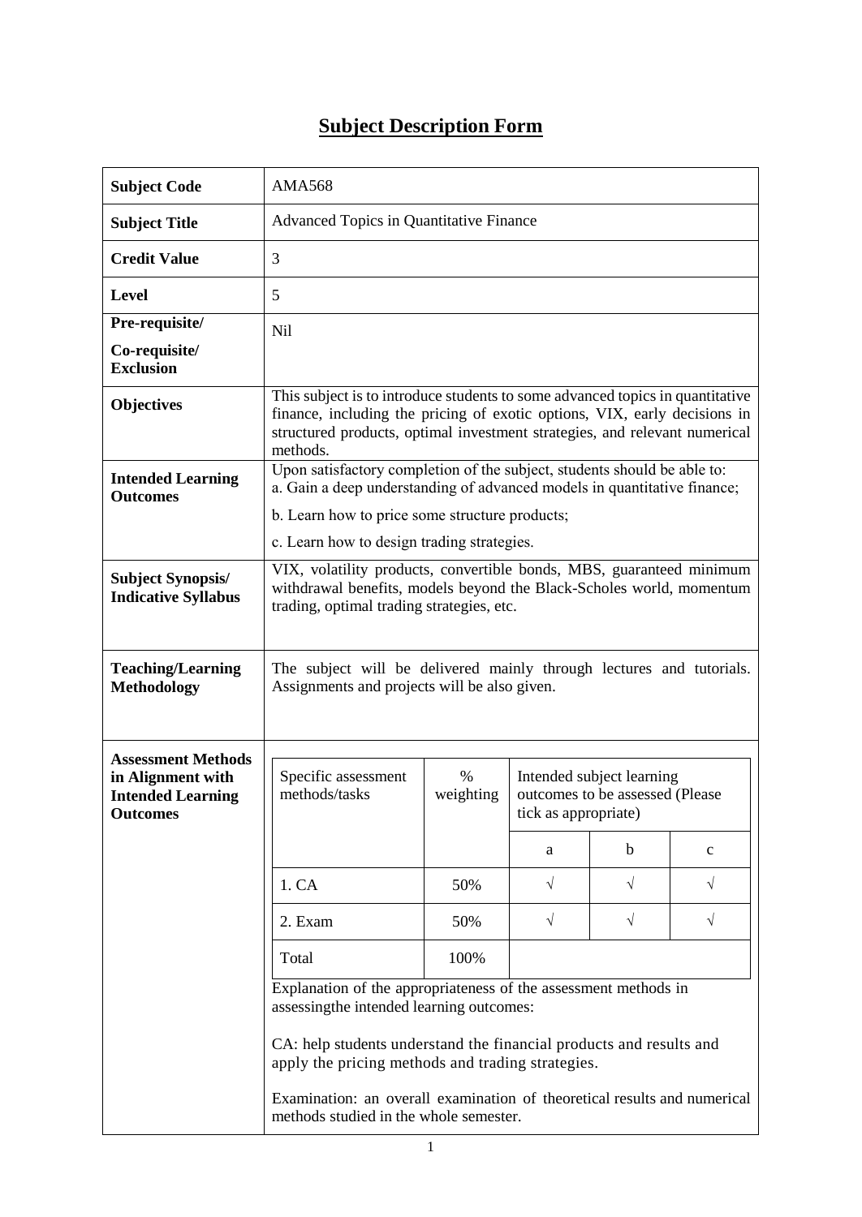# Subject Description Form

| **Subject Code** | AMA568 |
|---|---|
| **Subject Title** | Advanced Topics in Quantitative Finance |
| **Credit Value** | 3 |
| **Level** | 5 |
| **Pre-requisite/ Co-requisite/ Exclusion** | Nil |
| **Objectives** | This subject is to introduce students to some advanced topics in quantitative finance, including the pricing of exotic options, VIX, early decisions in structured products, optimal investment strategies, and relevant numerical methods. |
| **Intended Learning Outcomes** | Upon satisfactory completion of the subject, students should be able to:<br>a. Gain a deep understanding of advanced models in quantitative finance;<br>b. Learn how to price some structure products;<br>c. Learn how to design trading strategies. |
| **Subject Synopsis/ Indicative Syllabus** | VIX, volatility products, convertible bonds, MBS, guaranteed minimum withdrawal benefits, models beyond the Black-Scholes world, momentum trading, optimal trading strategies, etc. |
| **Teaching/Learning Methodology** | The subject will be delivered mainly through lectures and tutorials. Assignments and projects will be also given. |
| **Assessment Methods in Alignment with Intended Learning Outcomes** | See table below. |

| Specific assessment methods/tasks | % weighting | Intended subject learning outcomes to be assessed (Please tick as appropriate) | | |
|---|---|---|---|---|
| | | a | b | c |
| 1. CA | 50% | √ | √ | √ |
| 2. Exam | 50% | √ | √ | √ |
| Total | 100% | | | |

Explanation of the appropriateness of the assessment methods in assessingthe intended learning outcomes:

CA: help students understand the financial products and results and apply the pricing methods and trading strategies.

Examination: an overall examination of theoretical results and numerical methods studied in the whole semester.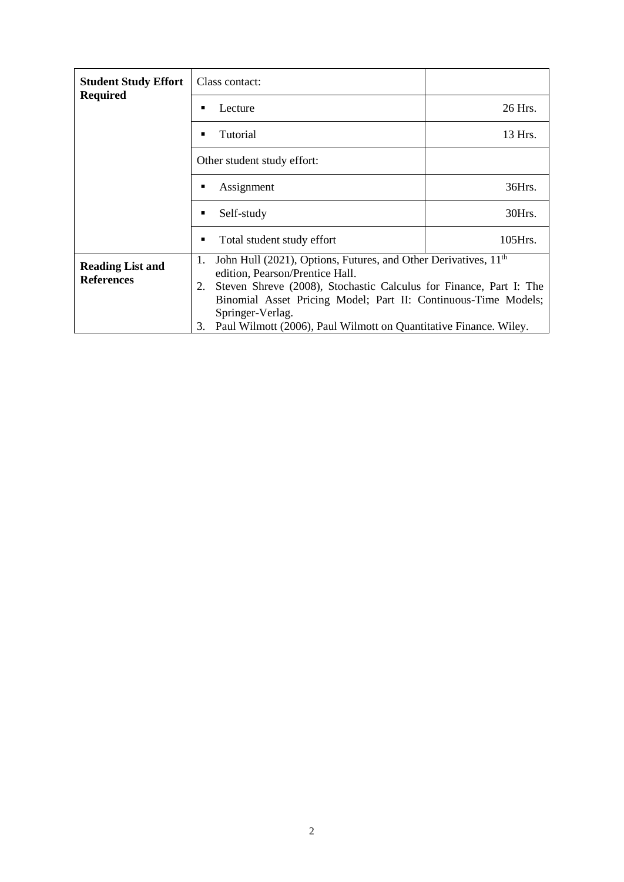| | | |
|---|---|---|
| **Student Study Effort Required** | Class contact: | |
| | ▪ Lecture | 26 Hrs. |
| | ▪ Tutorial | 13 Hrs. |
| | Other student study effort: | |
| | ▪ Assignment | 36Hrs. |
| | ▪ Self-study | 30Hrs. |
| | ▪ Total student study effort | 105Hrs. |
| **Reading List and References** | 1. John Hull (2021), Options, Futures, and Other Derivatives, 11th edition, Pearson/Prentice Hall.<br>2. Steven Shreve (2008), Stochastic Calculus for Finance, Part I: The Binomial Asset Pricing Model; Part II: Continuous-Time Models; Springer-Verlag.<br>3. Paul Wilmott (2006), Paul Wilmott on Quantitative Finance. Wiley. | |